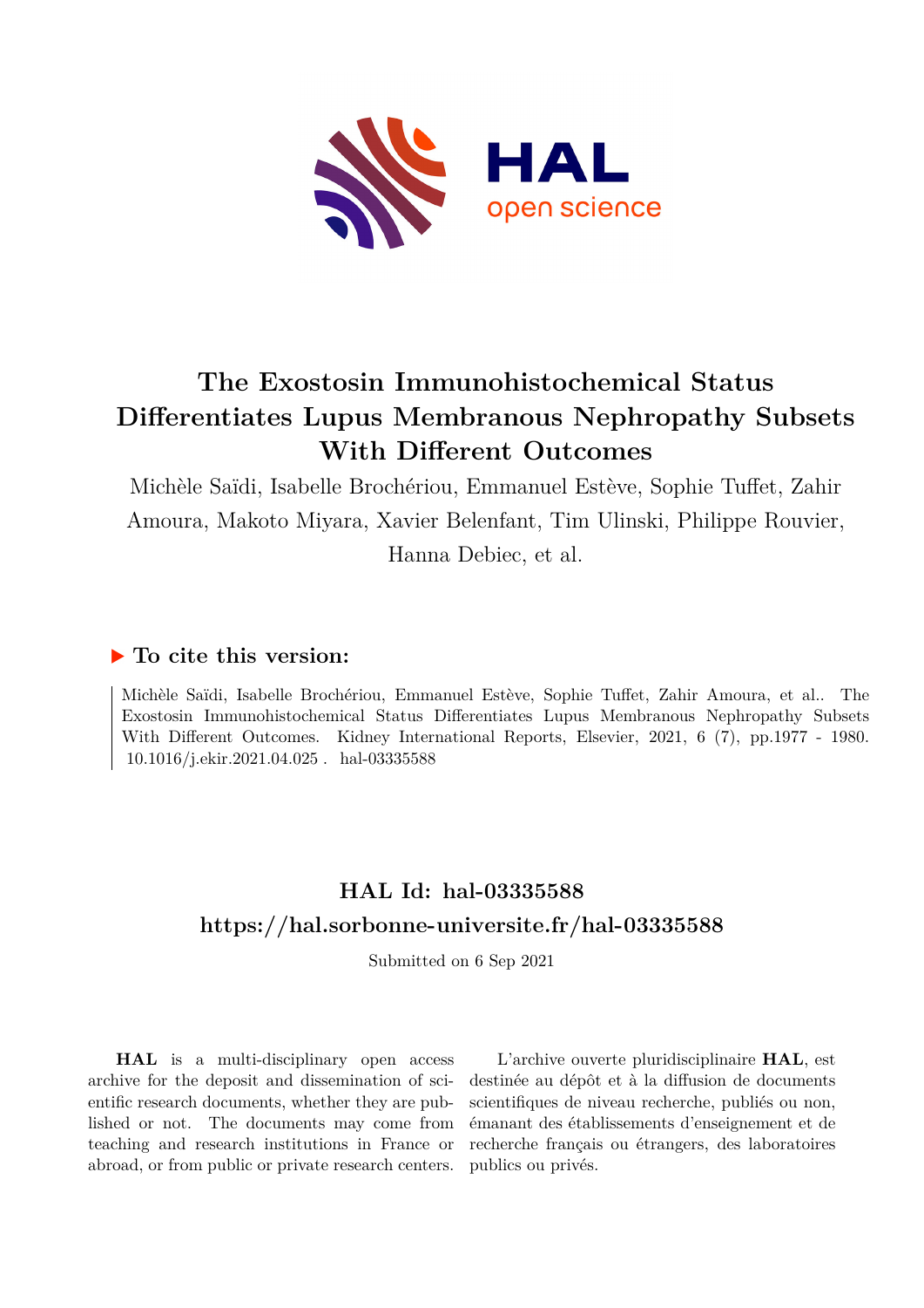# The Exostosin Immunohistochemical Status Differentiates Lupus Membranous Nephropathy Subsets With Different Outcomes

Michèle Saïdi, Isabelle Brochériou, Emmanuel Estève, Sophie Tuffet, Zahir Amoura, Makoto Miyara, Xavier Belenfant, Tim Ulinski, Philippe Rouvier, Hanna Debiec, et al.

## ▶ To cite this version:

Michèle Saïdi, Isabelle Brochériou, Emmanuel Estève, Sophie Tuffet, Zahir Amoura, et al.. The Exostosin Immunohistochemical Status Differentiates Lupus Membranous Nephropathy Subsets With Different Outcomes. Kidney International Reports, Elsevier, 2021, 6 (7), pp.1977 - 1980. 10.1016/j.ekir.2021.04.025 . hal-03335588

## HAL Id: hal-03335588

## https://hal.sorbonne-universite.fr/hal-03335588

Submitted on 6 Sep 2021

**HAL** is a multi-disciplinary open access archive for the deposit and dissemination of scientific research documents, whether they are published or not. The documents may come from teaching and research institutions in France or abroad, or from public or private research centers.

L'archive ouverte pluridisciplinaire **HAL**, est destinée au dépôt et à la diffusion de documents scientifiques de niveau recherche, publiés ou non, émanant des établissements d'enseignement et de recherche français ou étrangers, des laboratoires publics ou privés.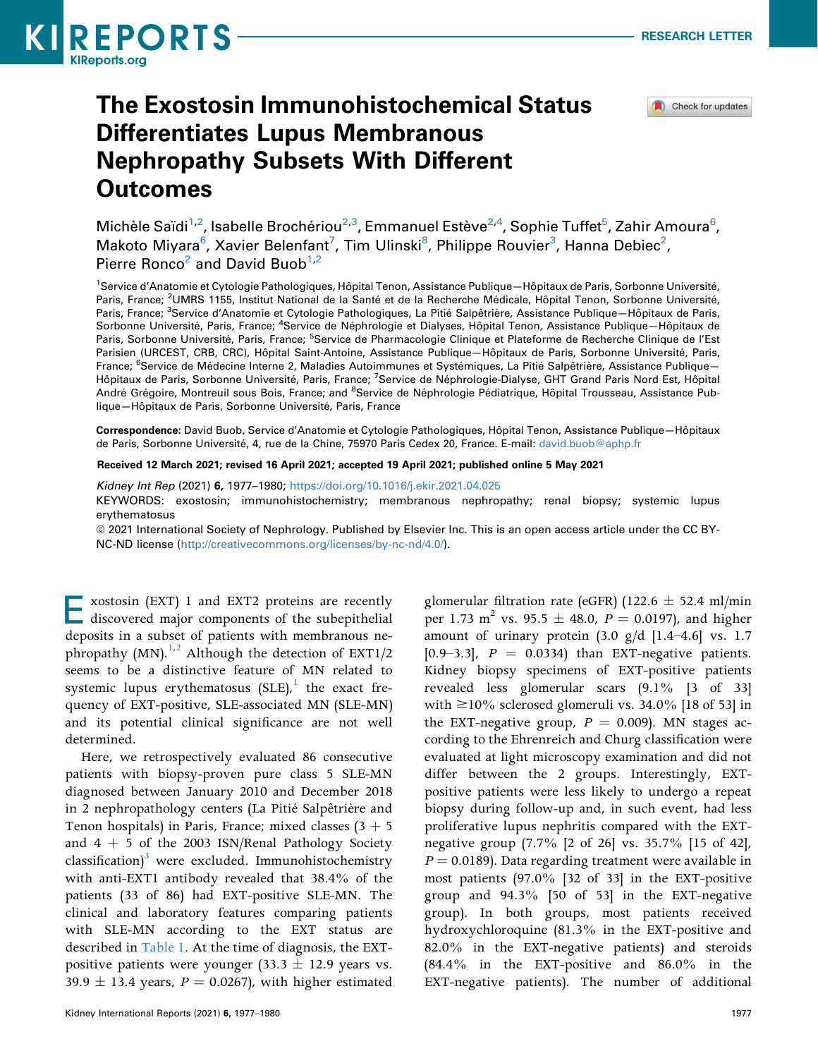# The Exostosin Immunohistochemical Status Differentiates Lupus Membranous Nephropathy Subsets With Different Outcomes

Michèle Saïdi[1,2], Isabelle Brochériou[2,3], Emmanuel Estève[2,4], Sophie Tuffet[5], Zahir Amoura[6], Makoto Miyara[6], Xavier Belenfant[7], Tim Ulinski[8], Philippe Rouvier[3], Hanna Debiec[2], Pierre Ronco[2] and David Buob[1,2]

[1]Service d'Anatomie et Cytologie Pathologiques, Hôpital Tenon, Assistance Publique—Hôpitaux de Paris, Sorbonne Université, Paris, France; [2]UMRS 1155, Institut National de la Santé et de la Recherche Médicale, Hôpital Tenon, Sorbonne Université, Paris, France; [3]Service d'Anatomie et Cytologie Pathologiques, La Pitié Salpêtrière, Assistance Publique—Hôpitaux de Paris, Sorbonne Université, Paris, France; [4]Service de Néphrologie et Dialyses, Hôpital Tenon, Assistance Publique—Hôpitaux de Paris, Sorbonne Université, Paris, France; [5]Service de Pharmacologie Clinique et Plateforme de Recherche Clinique de l'Est Parisien (URCEST, CRB, CRC), Hôpital Saint-Antoine, Assistance Publique—Hôpitaux de Paris, Sorbonne Université, Paris, France; [6]Service de Médecine Interne 2, Maladies Autoimmunes et Systémiques, La Pitié Salpêtrière, Assistance Publique—Hôpitaux de Paris, Sorbonne Université, Paris, France; [7]Service de Néphrologie-Dialyse, GHT Grand Paris Nord Est, Hôpital André Grégoire, Montreuil sous Bois, France; and [8]Service de Néphrologie Pédiatrique, Hôpital Trousseau, Assistance Publique—Hôpitaux de Paris, Sorbonne Université, Paris, France

**Correspondence:** David Buob, Service d'Anatomie et Cytologie Pathologiques, Hôpital Tenon, Assistance Publique—Hôpitaux de Paris, Sorbonne Université, 4, rue de la Chine, 75970 Paris Cedex 20, France. E-mail: david.buob@aphp.fr

**Received 12 March 2021; revised 16 April 2021; accepted 19 April 2021; published online 5 May 2021**

*Kidney Int Rep* (2021) **6**, 1977–1980; https://doi.org/10.1016/j.ekir.2021.04.025

KEYWORDS: exostosin; immunohistochemistry; membranous nephropathy; renal biopsy; systemic lupus erythematosus

© 2021 International Society of Nephrology. Published by Elsevier Inc. This is an open access article under the CC BY-NC-ND license (http://creativecommons.org/licenses/by-nc-nd/4.0/).

Exostosin (EXT) 1 and EXT2 proteins are recently discovered major components of the subepithelial deposits in a subset of patients with membranous nephropathy (MN).[1,2] Although the detection of EXT1/2 seems to be a distinctive feature of MN related to systemic lupus erythematosus (SLE),[1] the exact frequency of EXT-positive, SLE-associated MN (SLE-MN) and its potential clinical significance are not well determined.

Here, we retrospectively evaluated 86 consecutive patients with biopsy-proven pure class 5 SLE-MN diagnosed between January 2010 and December 2018 in 2 nephropathology centers (La Pitié Salpêtrière and Tenon hospitals) in Paris, France; mixed classes (3 + 5 and 4 + 5 of the 2003 ISN/Renal Pathology Society classification)[3] were excluded. Immunohistochemistry with anti-EXT1 antibody revealed that 38.4% of the patients (33 of 86) had EXT-positive SLE-MN. The clinical and laboratory features comparing patients with SLE-MN according to the EXT status are described in Table 1. At the time of diagnosis, the EXT-positive patients were younger (33.3 ± 12.9 years vs. 39.9 ± 13.4 years, $P = 0.0267$), with higher estimated glomerular filtration rate (eGFR) (122.6 ± 52.4 ml/min per 1.73 $m^2$ vs. 95.5 ± 48.0, $P = 0.0197$), and higher amount of urinary protein (3.0 g/d [1.4–4.6] vs. 1.7 [0.9–3.3], $P = 0.0334$) than EXT-negative patients. Kidney biopsy specimens of EXT-positive patients revealed less glomerular scars (9.1% [3 of 33] with ≥10% sclerosed glomeruli vs. 34.0% [18 of 53] in the EXT-negative group, $P = 0.009$). MN stages according to the Ehrenreich and Churg classification were evaluated at light microscopy examination and did not differ between the 2 groups. Interestingly, EXT-positive patients were less likely to undergo a repeat biopsy during follow-up and, in such event, had less proliferative lupus nephritis compared with the EXT-negative group (7.7% [2 of 26] vs. 35.7% [15 of 42], $P = 0.0189$). Data regarding treatment were available in most patients (97.0% [32 of 33] in the EXT-positive group and 94.3% [50 of 53] in the EXT-negative group). In both groups, most patients received hydroxychloroquine (81.3% in the EXT-positive and 82.0% in the EXT-negative patients) and steroids (84.4% in the EXT-positive and 86.0% in the EXT-negative patients). The number of additional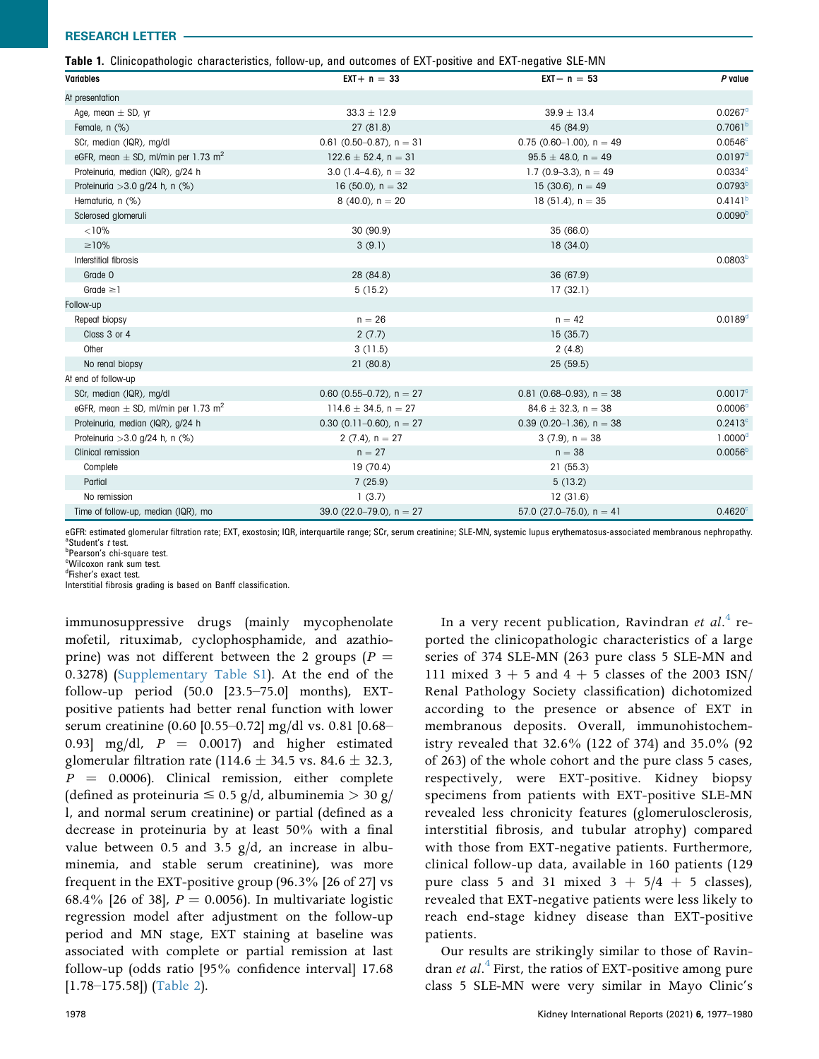**Table 1.** Clinicopathologic characteristics, follow-up, and outcomes of EXT-positive and EXT-negative SLE-MN

| Variables | EXT+ n = 33 | EXT− n = 53 | *P* value |
|---|---|---|---|
| At presentation | | | |
| Age, mean ± SD, yr | 33.3 ± 12.9 | 39.9 ± 13.4 | 0.0267[a] |
| Female, n (%) | 27 (81.8) | 45 (84.9) | 0.7061[b] |
| SCr, median (IQR), mg/dl | 0.61 (0.50–0.87), n = 31 | 0.75 (0.60–1.00), n = 49 | 0.0546[c] |
| eGFR, mean ± SD, ml/min per 1.73 $m^2$ | 122.6 ± 52.4, n = 31 | 95.5 ± 48.0, n = 49 | 0.0197[a] |
| Proteinuria, median (IQR), g/24 h | 3.0 (1.4–4.6), n = 32 | 1.7 (0.9–3.3), n = 49 | 0.0334[c] |
| Proteinuria >3.0 g/24 h, n (%) | 16 (50.0), n = 32 | 15 (30.6), n = 49 | 0.0793[b] |
| Hematuria, n (%) | 8 (40.0), n = 20 | 18 (51.4), n = 35 | 0.4141[b] |
| Sclerosed glomeruli | | | 0.0090[b] |
| <10% | 30 (90.9) | 35 (66.0) | |
| ≥10% | 3 (9.1) | 18 (34.0) | |
| Interstitial fibrosis | | | 0.0803[b] |
| Grade 0 | 28 (84.8) | 36 (67.9) | |
| Grade ≥1 | 5 (15.2) | 17 (32.1) | |
| Follow-up | | | |
| Repeat biopsy | n = 26 | n = 42 | 0.0189[d] |
| Class 3 or 4 | 2 (7.7) | 15 (35.7) | |
| Other | 3 (11.5) | 2 (4.8) | |
| No renal biopsy | 21 (80.8) | 25 (59.5) | |
| At end of follow-up | | | |
| SCr, median (IQR), mg/dl | 0.60 (0.55–0.72), n = 27 | 0.81 (0.68–0.93), n = 38 | 0.0017[c] |
| eGFR, mean ± SD, ml/min per 1.73 $m^2$ | 114.6 ± 34.5, n = 27 | 84.6 ± 32.3, n = 38 | 0.0006[a] |
| Proteinuria, median (IQR), g/24 h | 0.30 (0.11–0.60), n = 27 | 0.39 (0.20–1.36), n = 38 | 0.2413[c] |
| Proteinuria >3.0 g/24 h, n (%) | 2 (7.4), n = 27 | 3 (7.9), n = 38 | 1.0000[d] |
| Clinical remission | n = 27 | n = 38 | 0.0056[b] |
| Complete | 19 (70.4) | 21 (55.3) | |
| Partial | 7 (25.9) | 5 (13.2) | |
| No remission | 1 (3.7) | 12 (31.6) | |
| Time of follow-up, median (IQR), mo | 39.0 (22.0–79.0), n = 27 | 57.0 (27.0–75.0), n = 41 | 0.4620[c] |

eGFR: estimated glomerular filtration rate; EXT, exostosin; IQR, interquartile range; SCr, serum creatinine; SLE-MN, systemic lupus erythematosus-associated membranous nephropathy.
[a]Student's *t* test.
[b]Pearson's chi-square test.
[c]Wilcoxon rank sum test.
[d]Fisher's exact test.
Interstitial fibrosis grading is based on Banff classification.

immunosuppressive drugs (mainly mycophenolate mofetil, rituximab, cyclophosphamide, and azathioprine) was not different between the 2 groups ($P$ = 0.3278) (Supplementary Table S1). At the end of the follow-up period (50.0 [23.5–75.0] months), EXT-positive patients had better renal function with lower serum creatinine (0.60 [0.55–0.72] mg/dl vs. 0.81 [0.68–0.93] mg/dl, $P$ = 0.0017) and higher estimated glomerular filtration rate (114.6 ± 34.5 vs. 84.6 ± 32.3, $P$ = 0.0006). Clinical remission, either complete (defined as proteinuria ≤ 0.5 g/d, albuminemia > 30 g/l, and normal serum creatinine) or partial (defined as a decrease in proteinuria by at least 50% with a final value between 0.5 and 3.5 g/d, an increase in albuminemia, and stable serum creatinine), was more frequent in the EXT-positive group (96.3% [26 of 27] vs 68.4% [26 of 38], $P$ = 0.0056). In multivariate logistic regression model after adjustment on the follow-up period and MN stage, EXT staining at baseline was associated with complete or partial remission at last follow-up (odds ratio [95% confidence interval] 17.68 [1.78–175.58]) (Table 2).

In a very recent publication, Ravindran *et al.*[4] reported the clinicopathologic characteristics of a large series of 374 SLE-MN (263 pure class 5 SLE-MN and 111 mixed 3 + 5 and 4 + 5 classes of the 2003 ISN/Renal Pathology Society classification) dichotomized according to the presence or absence of EXT in membranous deposits. Overall, immunohistochemistry revealed that 32.6% (122 of 374) and 35.0% (92 of 263) of the whole cohort and the pure class 5 cases, respectively, were EXT-positive. Kidney biopsy specimens from patients with EXT-positive SLE-MN revealed less chronicity features (glomerulosclerosis, interstitial fibrosis, and tubular atrophy) compared with those from EXT-negative patients. Furthermore, clinical follow-up data, available in 160 patients (129 pure class 5 and 31 mixed 3 + 5/4 + 5 classes), revealed that EXT-negative patients were less likely to reach end-stage kidney disease than EXT-positive patients.

Our results are strikingly similar to those of Ravindran *et al.*[4] First, the ratios of EXT-positive among pure class 5 SLE-MN were very similar in Mayo Clinic's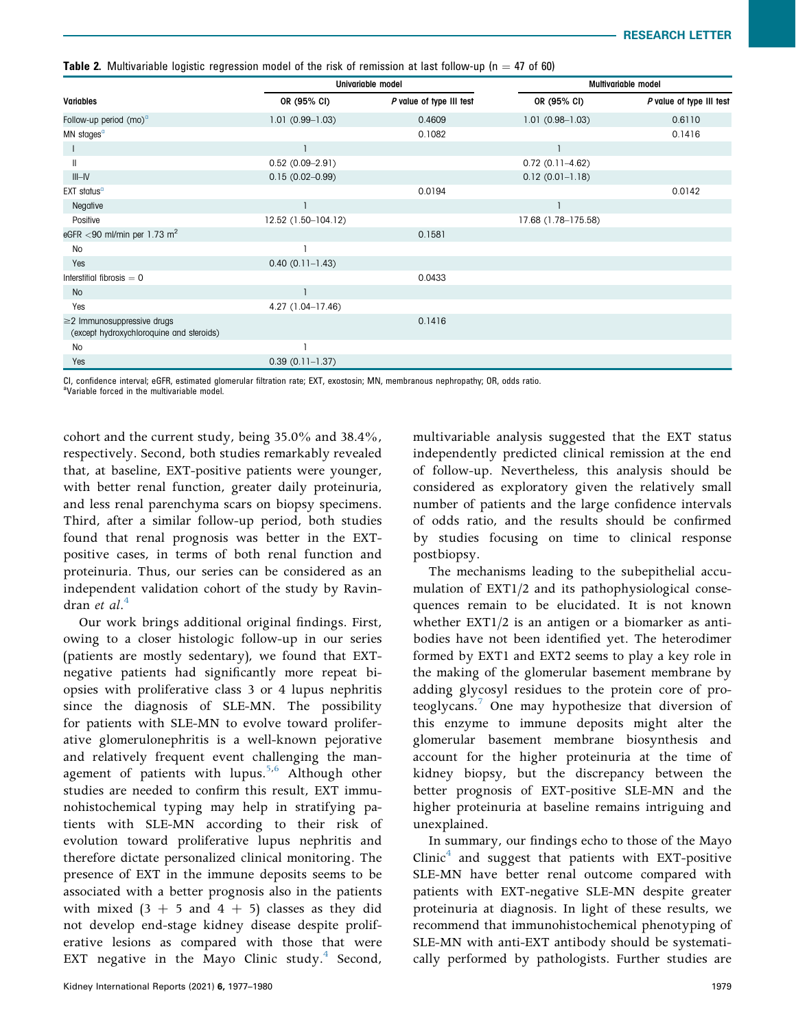**Table 2.** Multivariable logistic regression model of the risk of remission at last follow-up (n = 47 of 60)

| Variables | Univariable model | | Multivariable model | |
|---|---|---|---|---|
| | OR (95% CI) | P value of type III test | OR (95% CI) | P value of type III test |
| Follow-up period (mo)[a] | 1.01 (0.99–1.03) | 0.4609 | 1.01 (0.98–1.03) | 0.6110 |
| MN stages[a] | | 0.1082 | | 0.1416 |
| I | 1 | | 1 | |
| II | 0.52 (0.09–2.91) | | 0.72 (0.11–4.62) | |
| III–IV | 0.15 (0.02–0.99) | | 0.12 (0.01–1.18) | |
| EXT status[a] | | 0.0194 | | 0.0142 |
| Negative | 1 | | 1 | |
| Positive | 12.52 (1.50–104.12) | | 17.68 (1.78–175.58) | |
| eGFR <90 ml/min per 1.73 m$^2$ | | 0.1581 | | |
| No | 1 | | | |
| Yes | 0.40 (0.11–1.43) | | | |
| Interstitial fibrosis = 0 | | 0.0433 | | |
| No | 1 | | | |
| Yes | 4.27 (1.04–17.46) | | | |
| ≥2 Immunosuppressive drugs (except hydroxychloroquine and steroids) | | 0.1416 | | |
| No | 1 | | | |
| Yes | 0.39 (0.11–1.37) | | | |

CI, confidence interval; eGFR, estimated glomerular filtration rate; EXT, exostosin; MN, membranous nephropathy; OR, odds ratio.
[a]Variable forced in the multivariable model.

cohort and the current study, being 35.0% and 38.4%, respectively. Second, both studies remarkably revealed that, at baseline, EXT-positive patients were younger, with better renal function, greater daily proteinuria, and less renal parenchyma scars on biopsy specimens. Third, after a similar follow-up period, both studies found that renal prognosis was better in the EXT-positive cases, in terms of both renal function and proteinuria. Thus, our series can be considered as an independent validation cohort of the study by Ravindran *et al*.[4]

Our work brings additional original findings. First, owing to a closer histologic follow-up in our series (patients are mostly sedentary), we found that EXT-negative patients had significantly more repeat biopsies with proliferative class 3 or 4 lupus nephritis since the diagnosis of SLE-MN. The possibility for patients with SLE-MN to evolve toward proliferative glomerulonephritis is a well-known pejorative and relatively frequent event challenging the management of patients with lupus.[5,6] Although other studies are needed to confirm this result, EXT immunohistochemical typing may help in stratifying patients with SLE-MN according to their risk of evolution toward proliferative lupus nephritis and therefore dictate personalized clinical monitoring. The presence of EXT in the immune deposits seems to be associated with a better prognosis also in the patients with mixed (3 + 5 and 4 + 5) classes as they did not develop end-stage kidney disease despite proliferative lesions as compared with those that were EXT negative in the Mayo Clinic study.[4] Second, multivariable analysis suggested that the EXT status independently predicted clinical remission at the end of follow-up. Nevertheless, this analysis should be considered as exploratory given the relatively small number of patients and the large confidence intervals of odds ratio, and the results should be confirmed by studies focusing on time to clinical response postbiopsy.

The mechanisms leading to the subepithelial accumulation of EXT1/2 and its pathophysiological consequences remain to be elucidated. It is not known whether EXT1/2 is an antigen or a biomarker as antibodies have not been identified yet. The heterodimer formed by EXT1 and EXT2 seems to play a key role in the making of the glomerular basement membrane by adding glycosyl residues to the protein core of proteoglycans.[7] One may hypothesize that diversion of this enzyme to immune deposits might alter the glomerular basement membrane biosynthesis and account for the higher proteinuria at the time of kidney biopsy, but the discrepancy between the better prognosis of EXT-positive SLE-MN and the higher proteinuria at baseline remains intriguing and unexplained.

In summary, our findings echo to those of the Mayo Clinic[4] and suggest that patients with EXT-positive SLE-MN have better renal outcome compared with patients with EXT-negative SLE-MN despite greater proteinuria at diagnosis. In light of these results, we recommend that immunohistochemical phenotyping of SLE-MN with anti-EXT antibody should be systematically performed by pathologists. Further studies are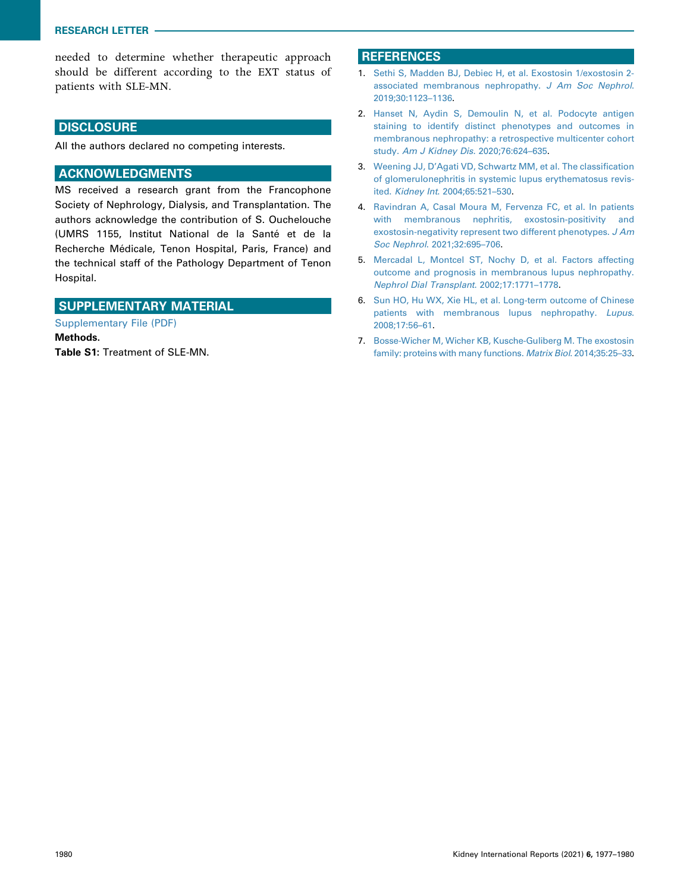needed to determine whether therapeutic approach should be different according to the EXT status of patients with SLE-MN.

## DISCLOSURE

All the authors declared no competing interests.

## ACKNOWLEDGMENTS

MS received a research grant from the Francophone Society of Nephrology, Dialysis, and Transplantation. The authors acknowledge the contribution of S. Ouchelouche (UMRS 1155, Institut National de la Santé et de la Recherche Médicale, Tenon Hospital, Paris, France) and the technical staff of the Pathology Department of Tenon Hospital.

## SUPPLEMENTARY MATERIAL

Supplementary File (PDF)

**Methods.**

**Table S1**: Treatment of SLE-MN.

## REFERENCES

1. Sethi S, Madden BJ, Debiec H, et al. Exostosin 1/exostosin 2-associated membranous nephropathy. *J Am Soc Nephrol*. 2019;30:1123–1136.
2. Hanset N, Aydin S, Demoulin N, et al. Podocyte antigen staining to identify distinct phenotypes and outcomes in membranous nephropathy: a retrospective multicenter cohort study. *Am J Kidney Dis*. 2020;76:624–635.
3. Weening JJ, D'Agati VD, Schwartz MM, et al. The classification of glomerulonephritis in systemic lupus erythematosus revisited. *Kidney Int*. 2004;65:521–530.
4. Ravindran A, Casal Moura M, Fervenza FC, et al. In patients with membranous nephritis, exostosin-positivity and exostosin-negativity represent two different phenotypes. *J Am Soc Nephrol*. 2021;32:695–706.
5. Mercadal L, Montcel ST, Nochy D, et al. Factors affecting outcome and prognosis in membranous lupus nephropathy. *Nephrol Dial Transplant*. 2002;17:1771–1778.
6. Sun HO, Hu WX, Xie HL, et al. Long-term outcome of Chinese patients with membranous lupus nephropathy. *Lupus*. 2008;17:56–61.
7. Bosse-Wicher M, Wicher KB, Kusche-Guliberg M. The exostosin family: proteins with many functions. *Matrix Biol*. 2014;35:25–33.